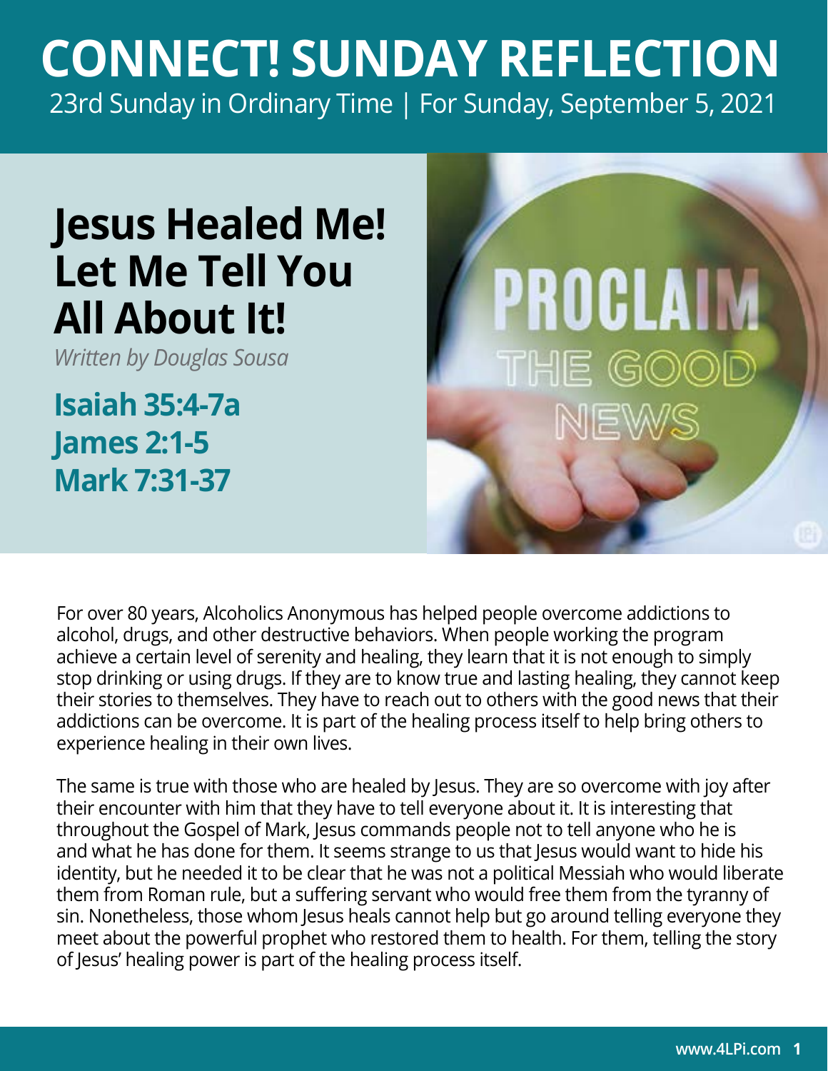# CONNECT! SUNDAY REFLECTION

23rd Sunday in Ordinary Time | For Sunday, September 5, 2021

## Jesus Healed Me! Let Me Tell You All About It!

*Written by Douglas Sousa*

### Isaiah 35:4-7a
### James 2:1-5
### Mark 7:31-37

For over 80 years, Alcoholics Anonymous has helped people overcome addictions to alcohol, drugs, and other destructive behaviors. When people working the program achieve a certain level of serenity and healing, they learn that it is not enough to simply stop drinking or using drugs. If they are to know true and lasting healing, they cannot keep their stories to themselves. They have to reach out to others with the good news that their addictions can be overcome. It is part of the healing process itself to help bring others to experience healing in their own lives.

The same is true with those who are healed by Jesus. They are so overcome with joy after their encounter with him that they have to tell everyone about it. It is interesting that throughout the Gospel of Mark, Jesus commands people not to tell anyone who he is and what he has done for them. It seems strange to us that Jesus would want to hide his identity, but he needed it to be clear that he was not a political Messiah who would liberate them from Roman rule, but a suffering servant who would free them from the tyranny of sin. Nonetheless, those whom Jesus heals cannot help but go around telling everyone they meet about the powerful prophet who restored them to health. For them, telling the story of Jesus' healing power is part of the healing process itself.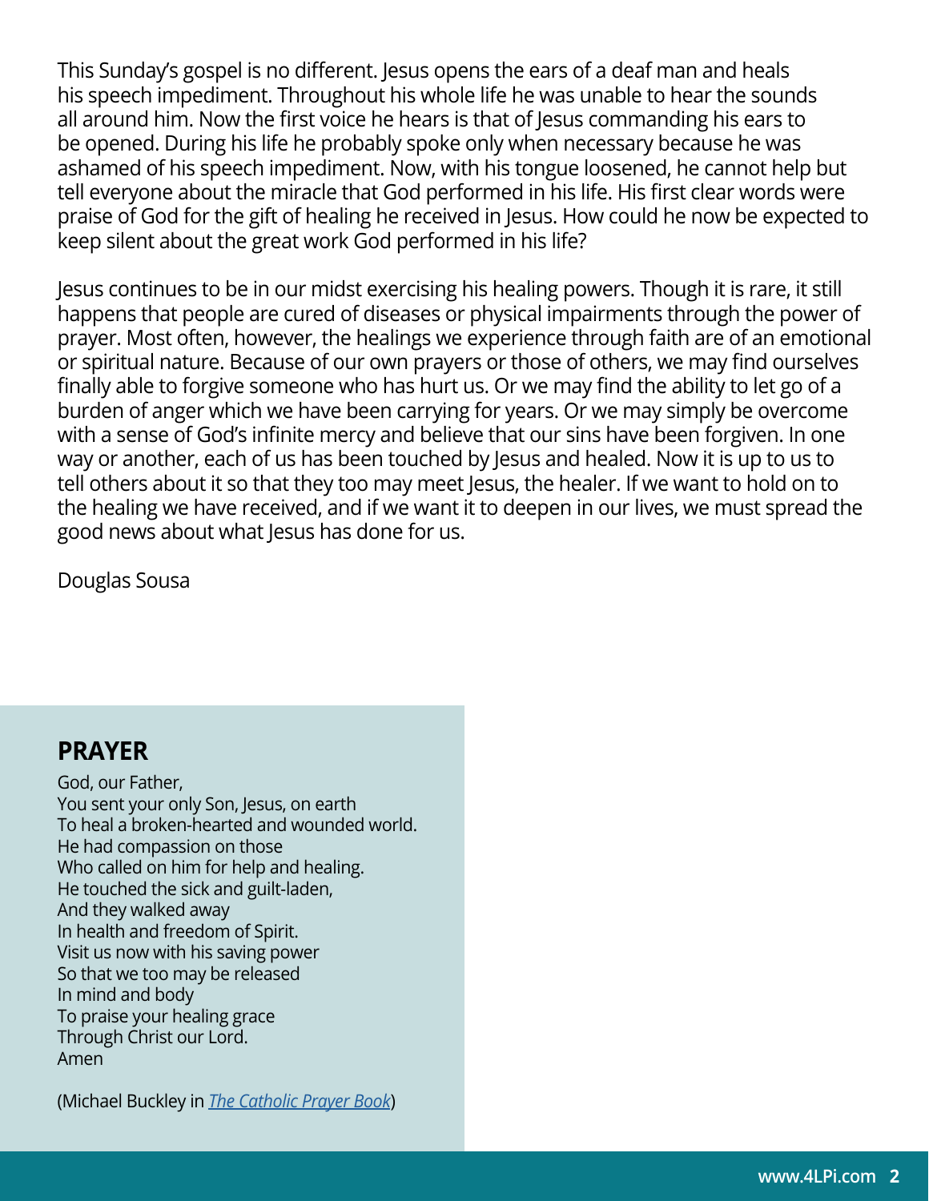This Sunday's gospel is no different. Jesus opens the ears of a deaf man and heals his speech impediment. Throughout his whole life he was unable to hear the sounds all around him. Now the first voice he hears is that of Jesus commanding his ears to be opened. During his life he probably spoke only when necessary because he was ashamed of his speech impediment. Now, with his tongue loosened, he cannot help but tell everyone about the miracle that God performed in his life. His first clear words were praise of God for the gift of healing he received in Jesus. How could he now be expected to keep silent about the great work God performed in his life?

Jesus continues to be in our midst exercising his healing powers. Though it is rare, it still happens that people are cured of diseases or physical impairments through the power of prayer. Most often, however, the healings we experience through faith are of an emotional or spiritual nature. Because of our own prayers or those of others, we may find ourselves finally able to forgive someone who has hurt us. Or we may find the ability to let go of a burden of anger which we have been carrying for years. Or we may simply be overcome with a sense of God's infinite mercy and believe that our sins have been forgiven. In one way or another, each of us has been touched by Jesus and healed. Now it is up to us to tell others about it so that they too may meet Jesus, the healer. If we want to hold on to the healing we have received, and if we want it to deepen in our lives, we must spread the good news about what Jesus has done for us.

Douglas Sousa

## PRAYER

God, our Father,
You sent your only Son, Jesus, on earth
To heal a broken-hearted and wounded world.
He had compassion on those
Who called on him for help and healing.
He touched the sick and guilt-laden,
And they walked away
In health and freedom of Spirit.
Visit us now with his saving power
So that we too may be released
In mind and body
To praise your healing grace
Through Christ our Lord.
Amen

(Michael Buckley in *The Catholic Prayer Book*)